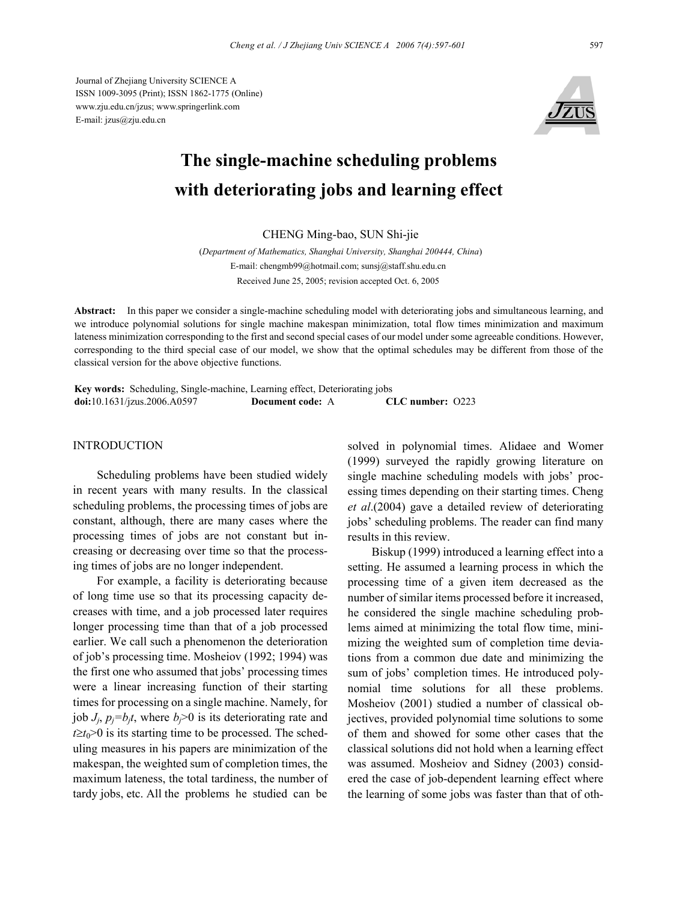Journal of Zhejiang University SCIENCE A
ISSN 1009-3095 (Print); ISSN 1862-1775 (Online)
www.zju.edu.cn/jzus; www.springerlink.com
E-mail: jzus@zju.edu.cn

# The single-machine scheduling problems with deteriorating jobs and learning effect

CHENG Ming-bao, SUN Shi-jie

(*Department of Mathematics, Shanghai University, Shanghai 200444, China*)

E-mail: chengmb99@hotmail.com; sunsj@staff.shu.edu.cn

Received June 25, 2005; revision accepted Oct. 6, 2005

**Abstract:** In this paper we consider a single-machine scheduling model with deteriorating jobs and simultaneous learning, and we introduce polynomial solutions for single machine makespan minimization, total flow times minimization and maximum lateness minimization corresponding to the first and second special cases of our model under some agreeable conditions. However, corresponding to the third special case of our model, we show that the optimal schedules may be different from those of the classical version for the above objective functions.

**Key words:** Scheduling, Single-machine, Learning effect, Deteriorating jobs

**doi:** 10.1631/jzus.2006.A0597 **Document code:** A **CLC number:** O223

## INTRODUCTION

Scheduling problems have been studied widely in recent years with many results. In the classical scheduling problems, the processing times of jobs are constant, although, there are many cases where the processing times of jobs are not constant but increasing or decreasing over time so that the processing times of jobs are no longer independent.

For example, a facility is deteriorating because of long time use so that its processing capacity decreases with time, and a job processed later requires longer processing time than that of a job processed earlier. We call such a phenomenon the deterioration of job's processing time. Mosheiov (1992; 1994) was the first one who assumed that jobs' processing times were a linear increasing function of their starting times for processing on a single machine. Namely, for job $J_j$, $p_j=b_jt$, where $b_j>0$ is its deteriorating rate and $t\geq t_0>0$ is its starting time to be processed. The scheduling measures in his papers are minimization of the makespan, the weighted sum of completion times, the maximum lateness, the total tardiness, the number of tardy jobs, etc. All the problems he studied can be solved in polynomial times. Alidaee and Womer (1999) surveyed the rapidly growing literature on single machine scheduling models with jobs' processing times depending on their starting times. Cheng *et al*.(2004) gave a detailed review of deteriorating jobs' scheduling problems. The reader can find many results in this review.

Biskup (1999) introduced a learning effect into a setting. He assumed a learning process in which the processing time of a given item decreased as the number of similar items processed before it increased, he considered the single machine scheduling problems aimed at minimizing the total flow time, minimizing the weighted sum of completion time deviations from a common due date and minimizing the sum of jobs' completion times. He introduced polynomial time solutions for all these problems. Mosheiov (2001) studied a number of classical objectives, provided polynomial time solutions to some of them and showed for some other cases that the classical solutions did not hold when a learning effect was assumed. Mosheiov and Sidney (2003) considered the case of job-dependent learning effect where the learning of some jobs was faster than that of oth-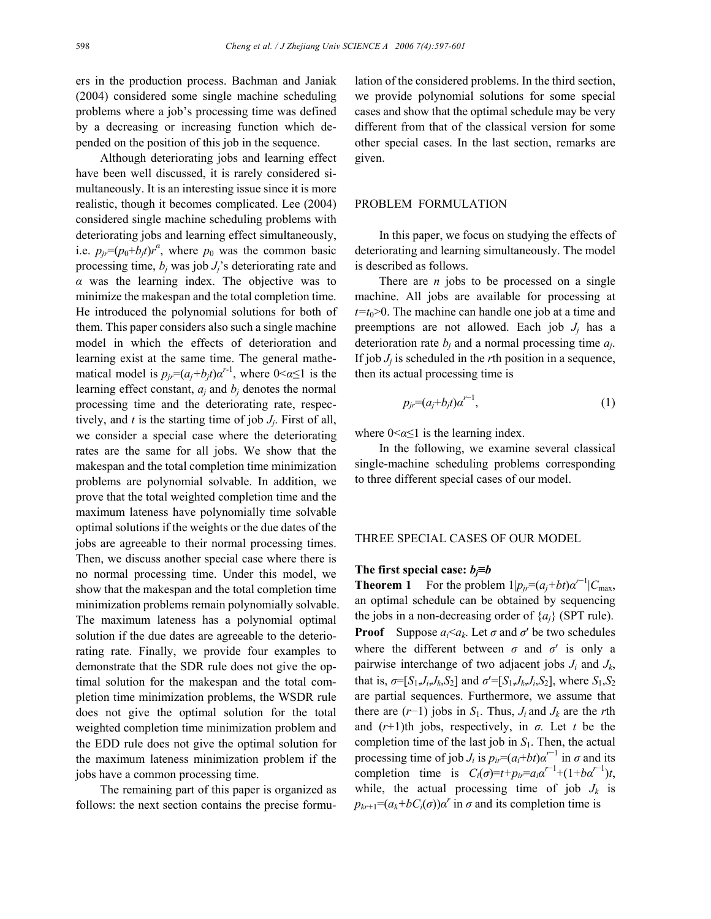ers in the production process. Bachman and Janiak (2004) considered some single machine scheduling problems where a job's processing time was defined by a decreasing or increasing function which depended on the position of this job in the sequence.

Although deteriorating jobs and learning effect have been well discussed, it is rarely considered simultaneously. It is an interesting issue since it is more realistic, though it becomes complicated. Lee (2004) considered single machine scheduling problems with deteriorating jobs and learning effect simultaneously, i.e. $p_{jr}=(p_0+b_jt)r^{\alpha}$, where $p_0$ was the common basic processing time, $b_j$ was job $J_j$'s deteriorating rate and $\alpha$ was the learning index. The objective was to minimize the makespan and the total completion time. He introduced the polynomial solutions for both of them. This paper considers also such a single machine model in which the effects of deterioration and learning exist at the same time. The general mathematical model is $p_{jr}=(a_j+b_jt)\alpha^{r-1}$, where $0<\alpha\leq 1$ is the learning effect constant, $a_j$ and $b_j$ denotes the normal processing time and the deteriorating rate, respectively, and $t$ is the starting time of job $J_j$. First of all, we consider a special case where the deteriorating rates are the same for all jobs. We show that the makespan and the total completion time minimization problems are polynomial solvable. In addition, we prove that the total weighted completion time and the maximum lateness have polynomially time solvable optimal solutions if the weights or the due dates of the jobs are agreeable to their normal processing times. Then, we discuss another special case where there is no normal processing time. Under this model, we show that the makespan and the total completion time minimization problems remain polynomially solvable. The maximum lateness has a polynomial optimal solution if the due dates are agreeable to the deteriorating rate. Finally, we provide four examples to demonstrate that the SDR rule does not give the optimal solution for the makespan and the total completion time minimization problems, the WSDR rule does not give the optimal solution for the total weighted completion time minimization problem and the EDD rule does not give the optimal solution for the maximum lateness minimization problem if the jobs have a common processing time.

The remaining part of this paper is organized as follows: the next section contains the precise formulation of the considered problems. In the third section, we provide polynomial solutions for some special cases and show that the optimal schedule may be very different from that of the classical version for some other special cases. In the last section, remarks are given.

## PROBLEM FORMULATION

In this paper, we focus on studying the effects of deteriorating and learning simultaneously. The model is described as follows.

There are $n$ jobs to be processed on a single machine. All jobs are available for processing at $t=t_0>0$. The machine can handle one job at a time and preemptions are not allowed. Each job $J_j$ has a deterioration rate $b_j$ and a normal processing time $a_j$. If job $J_j$ is scheduled in the $r$th position in a sequence, then its actual processing time is

$$p_{jr}=(a_j+b_jt)\alpha^{r-1}, \tag{1}$$

where $0<\alpha\leq 1$ is the learning index.

In the following, we examine several classical single-machine scheduling problems corresponding to three different special cases of our model.

## THREE SPECIAL CASES OF OUR MODEL

### The first special case: $b_j\equiv b$

**Theorem 1** For the problem $1|p_{jr}=(a_j+bt)\alpha^{r-1}|C_{\max}$, an optimal schedule can be obtained by sequencing the jobs in a non-decreasing order of $\{a_j\}$ (SPT rule).

**Proof** Suppose $a_i<a_k$. Let $\sigma$ and $\sigma'$ be two schedules where the different between $\sigma$ and $\sigma'$ is only a pairwise interchange of two adjacent jobs $J_i$ and $J_k$, that is, $\sigma=[S_1,J_i,J_k,S_2]$ and $\sigma'=[S_1,J_k,J_i,S_2]$, where $S_1,S_2$ are partial sequences. Furthermore, we assume that there are $(r-1)$ jobs in $S_1$. Thus, $J_i$ and $J_k$ are the $r$th and $(r+1)$th jobs, respectively, in $\sigma$. Let $t$ be the completion time of the last job in $S_1$. Then, the actual processing time of job $J_i$ is $p_{ir}=(a_i+bt)\alpha^{r-1}$ in $\sigma$ and its completion time is $C_i(\sigma)=t+p_{ir}=a_i\alpha^{r-1}+(1+b\alpha^{r-1})t$, while, the actual processing time of job $J_k$ is $p_{kr+1}=(a_k+bC_i(\sigma))\alpha^r$ in $\sigma$ and its completion time is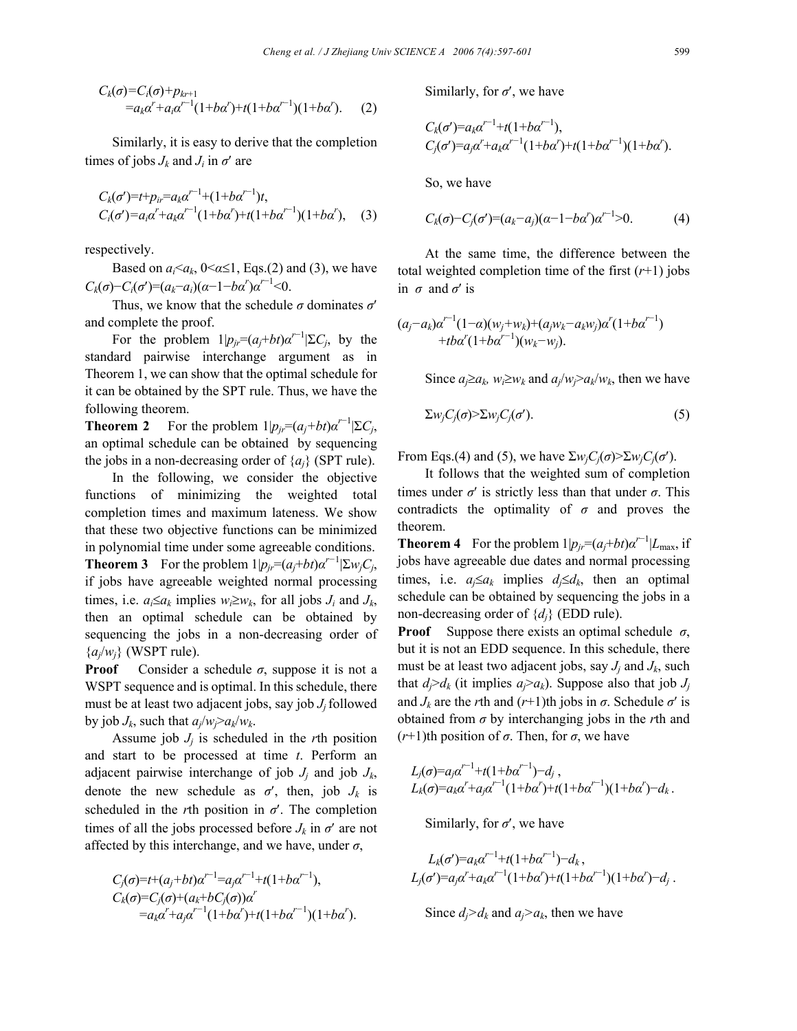$$C_k(\sigma)=C_i(\sigma)+p_{kr+1}$$
$$=a_k\alpha^r+a_i\alpha^{r-1}(1+b\alpha^r)+t(1+b\alpha^{r-1})(1+b\alpha^r). \quad (2)$$

Similarly, it is easy to derive that the completion times of jobs $J_k$ and $J_i$ in $\sigma'$ are

$$C_k(\sigma')=t+p_{ir}=a_k\alpha^{r-1}+(1+b\alpha^{r-1})t,$$
$$C_i(\sigma')=a_i\alpha^r+a_k\alpha^{r-1}(1+b\alpha^r)+t(1+b\alpha^{r-1})(1+b\alpha^r), \quad (3)$$

respectively.

Based on $a_i<a_k$, $0<\alpha\leq 1$, Eqs.(2) and (3), we have $C_k(\sigma)-C_i(\sigma')=(a_k-a_i)(\alpha-1-b\alpha^r)\alpha^{r-1}<0$.

Thus, we know that the schedule $\sigma$ dominates $\sigma'$ and complete the proof.

For the problem $1|p_{jr}=(a_j+bt)\alpha^{r-1}|\Sigma C_j$, by the standard pairwise interchange argument as in Theorem 1, we can show that the optimal schedule for it can be obtained by the SPT rule. Thus, we have the following theorem.

**Theorem 2** For the problem $1|p_{jr}=(a_j+bt)\alpha^{r-1}|\Sigma C_j$, an optimal schedule can be obtained by sequencing the jobs in a non-decreasing order of $\{a_j\}$ (SPT rule).

In the following, we consider the objective functions of minimizing the weighted total completion times and maximum lateness. We show that these two objective functions can be minimized in polynomial time under some agreeable conditions.

**Theorem 3** For the problem $1|p_{jr}=(a_j+bt)\alpha^{r-1}|\Sigma w_jC_j$, if jobs have agreeable weighted normal processing times, i.e. $a_i\leq a_k$ implies $w_i\geq w_k$, for all jobs $J_i$ and $J_k$, then an optimal schedule can be obtained by sequencing the jobs in a non-decreasing order of $\{a_j/w_j\}$ (WSPT rule).

**Proof** Consider a schedule $\sigma$, suppose it is not a WSPT sequence and is optimal. In this schedule, there must be at least two adjacent jobs, say job $J_j$ followed by job $J_k$, such that $a_j/w_j>a_k/w_k$.

Assume job $J_j$ is scheduled in the $r$th position and start to be processed at time $t$. Perform an adjacent pairwise interchange of job $J_j$ and job $J_k$, denote the new schedule as $\sigma'$, then, job $J_k$ is scheduled in the $r$th position in $\sigma'$. The completion times of all the jobs processed before $J_k$ in $\sigma'$ are not affected by this interchange, and we have, under $\sigma$,

$$C_j(\sigma)=t+(a_j+bt)\alpha^{r-1}=a_j\alpha^{r-1}+t(1+b\alpha^{r-1}),$$
$$C_k(\sigma)=C_j(\sigma)+(a_k+bC_j(\sigma))\alpha^r$$
$$=a_k\alpha^r+a_j\alpha^{r-1}(1+b\alpha^r)+t(1+b\alpha^{r-1})(1+b\alpha^r).$$

Similarly, for $\sigma'$, we have

$$C_k(\sigma')=a_k\alpha^{r-1}+t(1+b\alpha^{r-1}),$$
$$C_j(\sigma')=a_j\alpha^r+a_k\alpha^{r-1}(1+b\alpha^r)+t(1+b\alpha^{r-1})(1+b\alpha^r).$$

So, we have

$$C_k(\sigma)-C_j(\sigma')=(a_k-a_j)(\alpha-1-b\alpha^r)\alpha^{r-1}>0. \quad (4)$$

At the same time, the difference between the total weighted completion time of the first $(r+1)$ jobs in $\sigma$ and $\sigma'$ is

$$(a_j-a_k)\alpha^{r-1}(1-\alpha)(w_j+w_k)+(a_jw_k-a_kw_j)\alpha^r(1+b\alpha^{r-1})$$
$$+tb\alpha^r(1+b\alpha^{r-1})(w_k-w_j).$$

Since $a_j\geq a_k$, $w_i\geq w_k$ and $a_j/w_j>a_k/w_k$, then we have

$$\Sigma w_jC_j(\sigma)>\Sigma w_jC_j(\sigma'). \quad (5)$$

From Eqs.(4) and (5), we have $\Sigma w_jC_j(\sigma)>\Sigma w_jC_j(\sigma')$.

It follows that the weighted sum of completion times under $\sigma'$ is strictly less than that under $\sigma$. This contradicts the optimality of $\sigma$ and proves the theorem.

**Theorem 4** For the problem $1|p_{jr}=(a_j+bt)\alpha^{r-1}|L_{\max}$, if jobs have agreeable due dates and normal processing times, i.e. $a_j\leq a_k$ implies $d_j\leq d_k$, then an optimal schedule can be obtained by sequencing the jobs in a non-decreasing order of $\{d_j\}$ (EDD rule).

**Proof** Suppose there exists an optimal schedule $\sigma$, but it is not an EDD sequence. In this schedule, there must be at least two adjacent jobs, say $J_j$ and $J_k$, such that $d_j>d_k$ (it implies $a_j>a_k$). Suppose also that job $J_j$ and $J_k$ are the $r$th and $(r+1)$th jobs in $\sigma$. Schedule $\sigma'$ is obtained from $\sigma$ by interchanging jobs in the $r$th and $(r+1)$th position of $\sigma$. Then, for $\sigma$, we have

$$L_j(\sigma)=a_j\alpha^{r-1}+t(1+b\alpha^{r-1})-d_j\,,$$
$$L_k(\sigma)=a_k\alpha^r+a_j\alpha^{r-1}(1+b\alpha^r)+t(1+b\alpha^{r-1})(1+b\alpha^r)-d_k\,.$$

Similarly, for $\sigma'$, we have

$$L_k(\sigma')=a_k\alpha^{r-1}+t(1+b\alpha^{r-1})-d_k\,,$$
$$L_j(\sigma')=a_j\alpha^r+a_k\alpha^{r-1}(1+b\alpha^r)+t(1+b\alpha^{r-1})(1+b\alpha^r)-d_j\,.$$

Since $d_j>d_k$ and $a_j>a_k$, then we have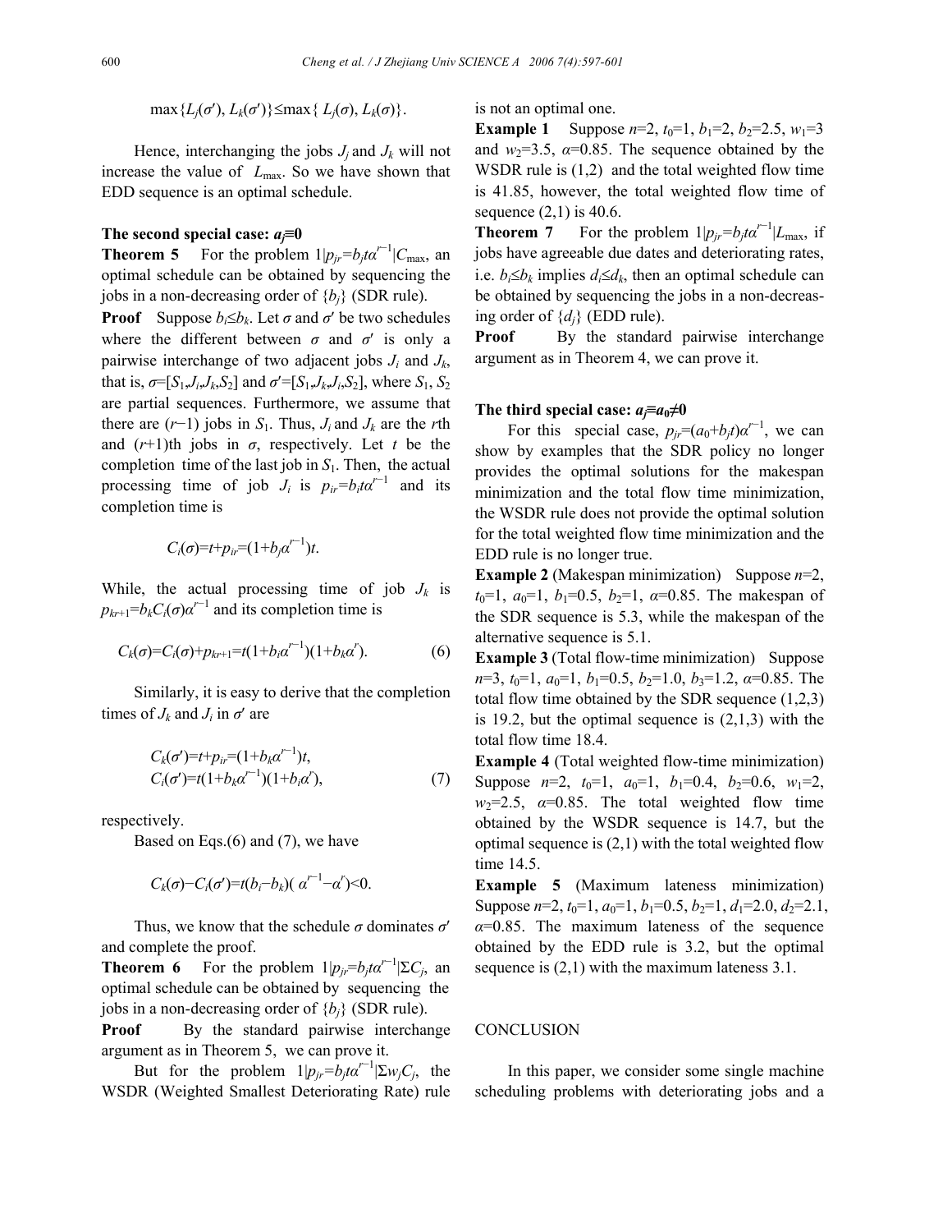$$\max\{L_j(\sigma'), L_k(\sigma')\}\le\max\{L_j(\sigma), L_k(\sigma)\}.$$

Hence, interchanging the jobs $J_j$ and $J_k$ will not increase the value of $L_{\max}$. So we have shown that EDD sequence is an optimal schedule.

**The second special case: $a_j\equiv 0$**

**Theorem 5** For the problem $1|p_{jr}=b_jt\alpha^{r-1}|C_{\max}$, an optimal schedule can be obtained by sequencing the jobs in a non-decreasing order of $\{b_j\}$ (SDR rule).

**Proof** Suppose $b_i\le b_k$. Let $\sigma$ and $\sigma'$ be two schedules where the different between $\sigma$ and $\sigma'$ is only a pairwise interchange of two adjacent jobs $J_i$ and $J_k$, that is, $\sigma=[S_1,J_i,J_k,S_2]$ and $\sigma'=[S_1,J_k,J_i,S_2]$, where $S_1$, $S_2$ are partial sequences. Furthermore, we assume that there are $(r-1)$ jobs in $S_1$. Thus, $J_i$ and $J_k$ are the $r$th and $(r+1)$th jobs in $\sigma$, respectively. Let $t$ be the completion time of the last job in $S_1$. Then, the actual processing time of job $J_i$ is $p_{ir}=b_it\alpha^{r-1}$ and its completion time is

$$C_i(\sigma)=t+p_{ir}=(1+b_j\alpha^{r-1})t.$$

While, the actual processing time of job $J_k$ is $p_{kr+1}=b_kC_i(\sigma)\alpha^{r-1}$ and its completion time is

$$C_k(\sigma)=C_i(\sigma)+p_{kr+1}=t(1+b_i\alpha^{r-1})(1+b_k\alpha^{r}). \tag{6}$$

Similarly, it is easy to derive that the completion times of $J_k$ and $J_i$ in $\sigma'$ are

$$C_k(\sigma')=t+p_{ir}=(1+b_k\alpha^{r-1})t,$$
$$C_i(\sigma')=t(1+b_k\alpha^{r-1})(1+b_i\alpha^{r}), \tag{7}$$

respectively.

Based on Eqs.(6) and (7), we have

$$C_k(\sigma)-C_i(\sigma')=t(b_i-b_k)(\alpha^{r-1}-\alpha^{r})<0.$$

Thus, we know that the schedule $\sigma$ dominates $\sigma'$ and complete the proof.

**Theorem 6** For the problem $1|p_{jr}=b_jt\alpha^{r-1}|\Sigma C_j$, an optimal schedule can be obtained by sequencing the jobs in a non-decreasing order of $\{b_j\}$ (SDR rule).

**Proof** By the standard pairwise interchange argument as in Theorem 5, we can prove it.

But for the problem $1|p_{jr}=b_jt\alpha^{r-1}|\Sigma w_jC_j$, the WSDR (Weighted Smallest Deteriorating Rate) rule is not an optimal one.

**Example 1** Suppose $n=2$, $t_0=1$, $b_1=2$, $b_2=2.5$, $w_1=3$ and $w_2=3.5$, $\alpha=0.85$. The sequence obtained by the WSDR rule is (1,2) and the total weighted flow time is 41.85, however, the total weighted flow time of sequence (2,1) is 40.6.

**Theorem 7** For the problem $1|p_{jr}=b_jt\alpha^{r-1}|L_{\max}$, if jobs have agreeable due dates and deteriorating rates, i.e. $b_i\le b_k$ implies $d_i\le d_k$, then an optimal schedule can be obtained by sequencing the jobs in a non-decreasing order of $\{d_j\}$ (EDD rule).

**Proof** By the standard pairwise interchange argument as in Theorem 4, we can prove it.

**The third special case: $a_j\equiv a_0\neq 0$**

For this special case, $p_{jr}=(a_0+b_jt)\alpha^{r-1}$, we can show by examples that the SDR policy no longer provides the optimal solutions for the makespan minimization and the total flow time minimization, the WSDR rule does not provide the optimal solution for the total weighted flow time minimization and the EDD rule is no longer true.

**Example 2** (Makespan minimization) Suppose $n=2$, $t_0=1$, $a_0=1$, $b_1=0.5$, $b_2=1$, $\alpha=0.85$. The makespan of the SDR sequence is 5.3, while the makespan of the alternative sequence is 5.1.

**Example 3** (Total flow-time minimization) Suppose $n=3$, $t_0=1$, $a_0=1$, $b_1=0.5$, $b_2=1.0$, $b_3=1.2$, $\alpha=0.85$. The total flow time obtained by the SDR sequence (1,2,3) is 19.2, but the optimal sequence is (2,1,3) with the total flow time 18.4.

**Example 4** (Total weighted flow-time minimization) Suppose $n=2$, $t_0=1$, $a_0=1$, $b_1=0.4$, $b_2=0.6$, $w_1=2$, $w_2=2.5$, $\alpha=0.85$. The total weighted flow time obtained by the WSDR sequence is 14.7, but the optimal sequence is (2,1) with the total weighted flow time 14.5.

**Example 5** (Maximum lateness minimization) Suppose $n=2$, $t_0=1$, $a_0=1$, $b_1=0.5$, $b_2=1$, $d_1=2.0$, $d_2=2.1$, $\alpha=0.85$. The maximum lateness of the sequence obtained by the EDD rule is 3.2, but the optimal sequence is (2,1) with the maximum lateness 3.1.

## CONCLUSION

In this paper, we consider some single machine scheduling problems with deteriorating jobs and a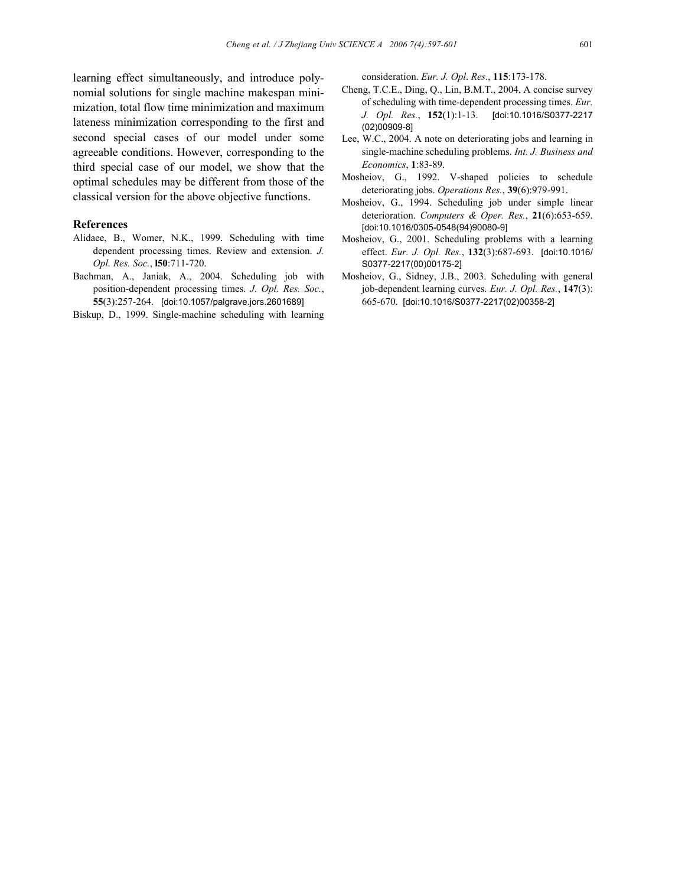learning effect simultaneously, and introduce polynomial solutions for single machine makespan minimization, total flow time minimization and maximum lateness minimization corresponding to the first and second special cases of our model under some agreeable conditions. However, corresponding to the third special case of our model, we show that the optimal schedules may be different from those of the classical version for the above objective functions.

## References

Alidaee, B., Womer, N.K., 1999. Scheduling with time dependent processing times. Review and extension. *J. Opl. Res. Soc.*, **l50**:711-720.

Bachman, A., Janiak, A., 2004. Scheduling job with position-dependent processing times. *J. Opl. Res. Soc.*, **55**(3):257-264. [doi:10.1057/palgrave.jors.2601689]

Biskup, D., 1999. Single-machine scheduling with learning consideration. *Eur. J. Opl. Res.*, **115**:173-178.

Cheng, T.C.E., Ding, Q., Lin, B.M.T., 2004. A concise survey of scheduling with time-dependent processing times. *Eur. J. Opl. Res.*, **152**(1):1-13. [doi:10.1016/S0377-2217(02)00909-8]

Lee, W.C., 2004. A note on deteriorating jobs and learning in single-machine scheduling problems. *Int. J. Business and Economics*, **1**:83-89.

Mosheiov, G., 1992. V-shaped policies to schedule deteriorating jobs. *Operations Res.*, **39**(6):979-991.

Mosheiov, G., 1994. Scheduling job under simple linear deterioration. *Computers & Oper. Res.*, **21**(6):653-659. [doi:10.1016/0305-0548(94)90080-9]

Mosheiov, G., 2001. Scheduling problems with a learning effect. *Eur. J. Opl. Res.*, **132**(3):687-693. [doi:10.1016/S0377-2217(00)00175-2]

Mosheiov, G., Sidney, J.B., 2003. Scheduling with general job-dependent learning curves. *Eur. J. Opl. Res.*, **147**(3):665-670. [doi:10.1016/S0377-2217(02)00358-2]